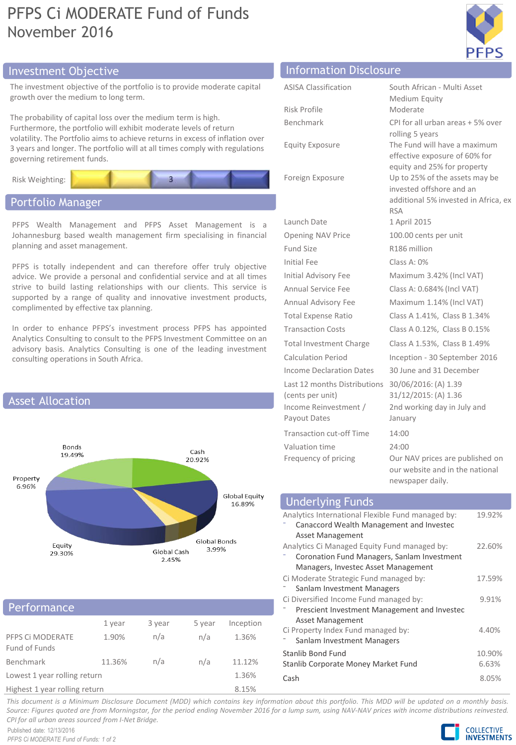# PFPS Ci MODERATE Fund of Funds
November 2016

## Investment Objective

The investment objective of the portfolio is to provide moderate capital growth over the medium to long term.

The probability of capital loss over the medium term is high. Furthermore, the portfolio will exhibit moderate levels of return volatility. The Portfolio aims to achieve returns in excess of inflation over 3 years and longer. The portfolio will at all times comply with regulations governing retirement funds.

Risk Weighting: 3

## Portfolio Manager

PFPS Wealth Management and PFPS Asset Management is a Johannesburg based wealth management firm specialising in financial planning and asset management.

PFPS is totally independent and can therefore offer truly objective advice. We provide a personal and confidential service and at all times strive to build lasting relationships with our clients. This service is supported by a range of quality and innovative investment products, complimented by effective tax planning.

In order to enhance PFPS's investment process PFPS has appointed Analytics Consulting to consult to the PFPS Investment Committee on an advisory basis. Analytics Consulting is one of the leading investment consulting operations in South Africa.

## Asset Allocation

Bonds 19.49%
Cash 20.92%
Property 6.96%
Global Equity 16.89%
Equity 29.30%
Global Bonds 3.99%
Global Cash 2.45%

## Performance

| | 1 year | 3 year | 5 year | Inception |
|---|---|---|---|---|
| PFPS Ci MODERATE Fund of Funds | 1.90% | n/a | n/a | 1.36% |
| Benchmark | 11.36% | n/a | n/a | 11.12% |
| Lowest 1 year rolling return | | | | 1.36% |
| Highest 1 year rolling return | | | | 8.15% |

## Information Disclosure

| | |
|---|---|
| ASISA Classification | South African - Multi Asset Medium Equity |
| Risk Profile | Moderate |
| Benchmark | CPI for all urban areas + 5% over rolling 5 years |
| Equity Exposure | The Fund will have a maximum effective exposure of 60% for equity and 25% for property |
| Foreign Exposure | Up to 25% of the assets may be invested offshore and an additional 5% invested in Africa, ex RSA |
| Launch Date | 1 April 2015 |
| Opening NAV Price | 100.00 cents per unit |
| Fund Size | R186 million |
| Initial Fee | Class A: 0% |
| Initial Advisory Fee | Maximum 3.42% (Incl VAT) |
| Annual Service Fee | Class A: 0.684% (Incl VAT) |
| Annual Advisory Fee | Maximum 1.14% (Incl VAT) |
| Total Expense Ratio | Class A 1.41%, Class B 1.34% |
| Transaction Costs | Class A 0.12%, Class B 0.15% |
| Total Investment Charge | Class A 1.53%, Class B 1.49% |
| Calculation Period | Inception - 30 September 2016 |
| Income Declaration Dates | 30 June and 31 December |
| Last 12 months Distributions (cents per unit) | 30/06/2016: (A) 1.39<br>31/12/2015: (A) 1.36 |
| Income Reinvestment / Payout Dates | 2nd working day in July and January |
| Transaction cut-off Time | 14:00 |
| Valuation time | 24:00 |
| Frequency of pricing | Our NAV prices are published on our website and in the national newspaper daily. |

## Underlying Funds

| | |
|---|---|
| Analytics International Flexible Fund managed by:<br>- Canaccord Wealth Management and Investec Asset Management | 19.92% |
| Analytics Ci Managed Equity Fund managed by:<br>- Coronation Fund Managers, Sanlam Investment Managers, Investec Asset Management | 22.60% |
| Ci Moderate Strategic Fund managed by:<br>- Sanlam Investment Managers | 17.59% |
| Ci Diversified Income Fund managed by:<br>- Prescient Investment Management and Investec Asset Management | 9.91% |
| Ci Property Index Fund managed by:<br>- Sanlam Investment Managers | 4.40% |
| Stanlib Bond Fund | 10.90% |
| Stanlib Corporate Money Market Fund | 6.63% |
| Cash | 8.05% |

*This document is a Minimum Disclosure Document (MDD) which contains key information about this portfolio. This MDD will be updated on a monthly basis. Source: Figures quoted are from Morningstar, for the period ending November 2016 for a lump sum, using NAV-NAV prices with income distributions reinvested. CPI for all urban areas sourced from I-Net Bridge.*

Published date: 12/13/2016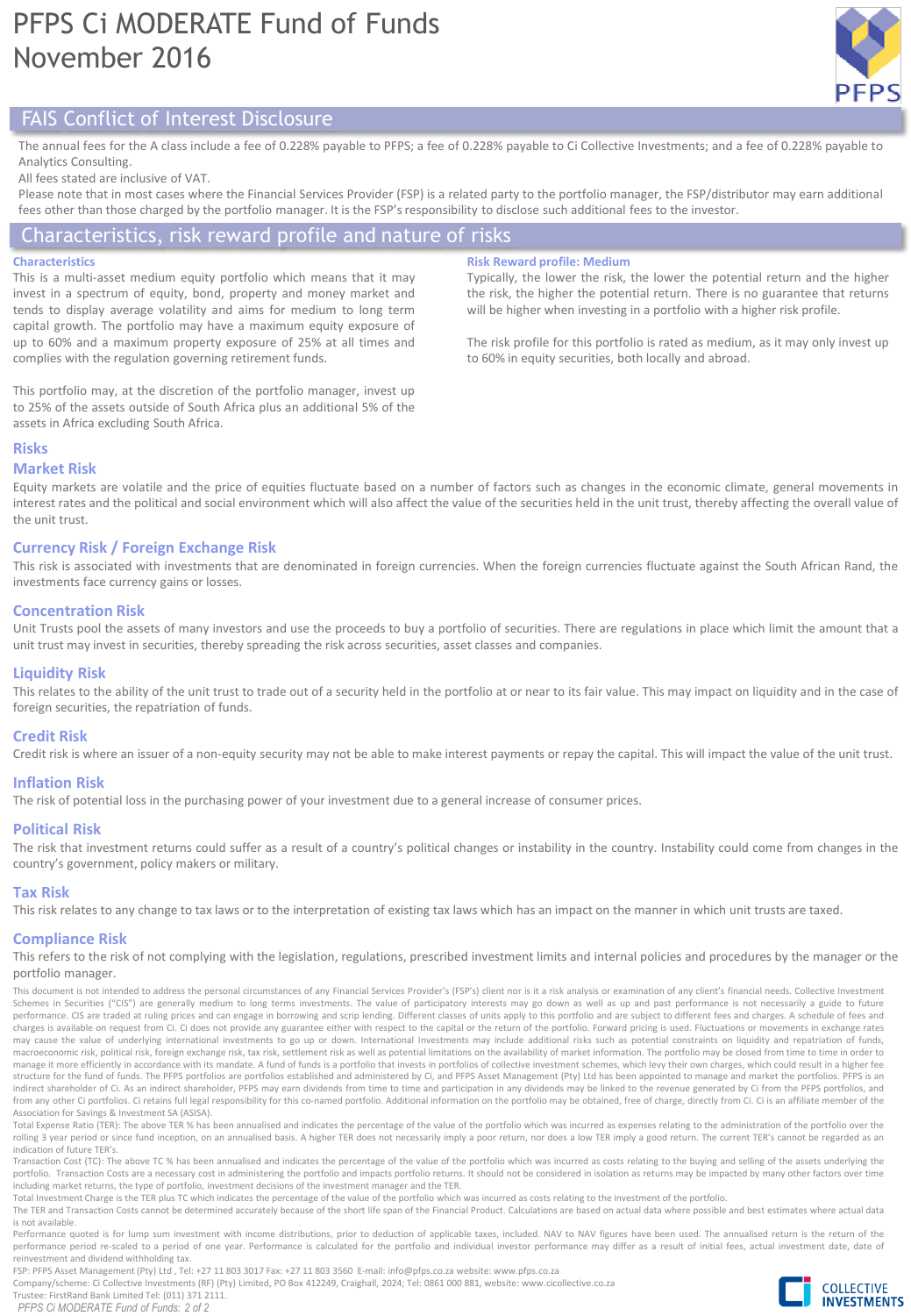# PFPS Ci MODERATE Fund of Funds
# November 2016

## FAIS Conflict of Interest Disclosure

The annual fees for the A class include a fee of 0.228% payable to PFPS; a fee of 0.228% payable to Ci Collective Investments; and a fee of 0.228% payable to Analytics Consulting.

All fees stated are inclusive of VAT.

Please note that in most cases where the Financial Services Provider (FSP) is a related party to the portfolio manager, the FSP/distributor may earn additional fees other than those charged by the portfolio manager. It is the FSP's responsibility to disclose such additional fees to the investor.

## Characteristics, risk reward profile and nature of risks

### Characteristics

This is a multi-asset medium equity portfolio which means that it may invest in a spectrum of equity, bond, property and money market and tends to display average volatility and aims for medium to long term capital growth. The portfolio may have a maximum equity exposure of up to 60% and a maximum property exposure of 25% at all times and complies with the regulation governing retirement funds.

This portfolio may, at the discretion of the portfolio manager, invest up to 25% of the assets outside of South Africa plus an additional 5% of the assets in Africa excluding South Africa.

### Risk Reward profile: Medium

Typically, the lower the risk, the lower the potential return and the higher the risk, the higher the potential return. There is no guarantee that returns will be higher when investing in a portfolio with a higher risk profile.

The risk profile for this portfolio is rated as medium, as it may only invest up to 60% in equity securities, both locally and abroad.

### Risks

#### Market Risk

Equity markets are volatile and the price of equities fluctuate based on a number of factors such as changes in the economic climate, general movements in interest rates and the political and social environment which will also affect the value of the securities held in the unit trust, thereby affecting the overall value of the unit trust.

#### Currency Risk / Foreign Exchange Risk

This risk is associated with investments that are denominated in foreign currencies. When the foreign currencies fluctuate against the South African Rand, the investments face currency gains or losses.

#### Concentration Risk

Unit Trusts pool the assets of many investors and use the proceeds to buy a portfolio of securities. There are regulations in place which limit the amount that a unit trust may invest in securities, thereby spreading the risk across securities, asset classes and companies.

#### Liquidity Risk

This relates to the ability of the unit trust to trade out of a security held in the portfolio at or near to its fair value. This may impact on liquidity and in the case of foreign securities, the repatriation of funds.

#### Credit Risk

Credit risk is where an issuer of a non-equity security may not be able to make interest payments or repay the capital. This will impact the value of the unit trust.

#### Inflation Risk

The risk of potential loss in the purchasing power of your investment due to a general increase of consumer prices.

#### Political Risk

The risk that investment returns could suffer as a result of a country's political changes or instability in the country. Instability could come from changes in the country's government, policy makers or military.

#### Tax Risk

This risk relates to any change to tax laws or to the interpretation of existing tax laws which has an impact on the manner in which unit trusts are taxed.

#### Compliance Risk

This refers to the risk of not complying with the legislation, regulations, prescribed investment limits and internal policies and procedures by the manager or the portfolio manager.

This document is not intended to address the personal circumstances of any Financial Services Provider's (FSP's) client nor is it a risk analysis or examination of any client's financial needs. Collective Investment Schemes in Securities ("CIS") are generally medium to long terms investments. The value of participatory interests may go down as well as up and past performance is not necessarily a guide to future performance. CIS are traded at ruling prices and can engage in borrowing and scrip lending. Different classes of units apply to this portfolio and are subject to different fees and charges. A schedule of fees and charges is available on request from Ci. Ci does not provide any guarantee either with respect to the capital or the return of the portfolio. Forward pricing is used. Fluctuations or movements in exchange rates may cause the value of underlying international investments to go up or down. International Investments may include additional risks such as potential constraints on liquidity and repatriation of funds, macroeconomic risk, political risk, foreign exchange risk, tax risk, settlement risk as well as potential limitations on the availability of market information. The portfolio may be closed from time to time in order to manage it more efficiently in accordance with its mandate. A fund of funds is a portfolio that invests in portfolios of collective investment schemes, which levy their own charges, which could result in a higher fee structure for the fund of funds. The PFPS portfolios are portfolios established and administered by Ci, and PFPS Asset Management (Pty) Ltd has been appointed to manage and market the portfolios. PFPS is an indirect shareholder of Ci. As an indirect shareholder, PFPS may earn dividends from time to time and participation in any dividends may be linked to the revenue generated by Ci from the PFPS portfolios, and from any other Ci portfolios. Ci retains full legal responsibility for this co-named portfolio. Additional information on the portfolio may be obtained, free of charge, directly from Ci. Ci is an affiliate member of the Association for Savings & Investment SA (ASISA).

Total Expense Ratio (TER): The above TER % has been annualised and indicates the percentage of the value of the portfolio which was incurred as expenses relating to the administration of the portfolio over the rolling 3 year period or since fund inception, on an annualised basis. A higher TER does not necessarily imply a poor return, nor does a low TER imply a good return. The current TER's cannot be regarded as an indication of future TER's.

Transaction Cost (TC): The above TC % has been annualised and indicates the percentage of the value of the portfolio which was incurred as costs relating to the buying and selling of the assets underlying the portfolio. Transaction Costs are a necessary cost in administering the portfolio and impacts portfolio returns. It should not be considered in isolation as returns may be impacted by many other factors over time including market returns, the type of portfolio, investment decisions of the investment manager and the TER.

Total Investment Charge is the TER plus TC which indicates the percentage of the value of the portfolio which was incurred as costs relating to the investment of the portfolio.

The TER and Transaction Costs cannot be determined accurately because of the short life span of the Financial Product. Calculations are based on actual data where possible and best estimates where actual data is not available.

Performance quoted is for lump sum investment with income distributions, prior to deduction of applicable taxes, included. NAV to NAV figures have been used. The annualised return is the return of the performance period re-scaled to a period of one year. Performance is calculated for the portfolio and individual investor performance may differ as a result of initial fees, actual investment date, date of reinvestment and dividend withholding tax.

FSP: PFPS Asset Management (Pty) Ltd , Tel: +27 11 803 3017 Fax: +27 11 803 3560 E-mail: info@pfps.co.za website: www.pfps.co.za

Company/scheme: Ci Collective Investments (RF) (Pty) Limited, PO Box 412249, Craighall, 2024; Tel: 0861 000 881, website: www.cicollective.co.za

Trustee: FirstRand Bank Limited Tel: (011) 371 2111.